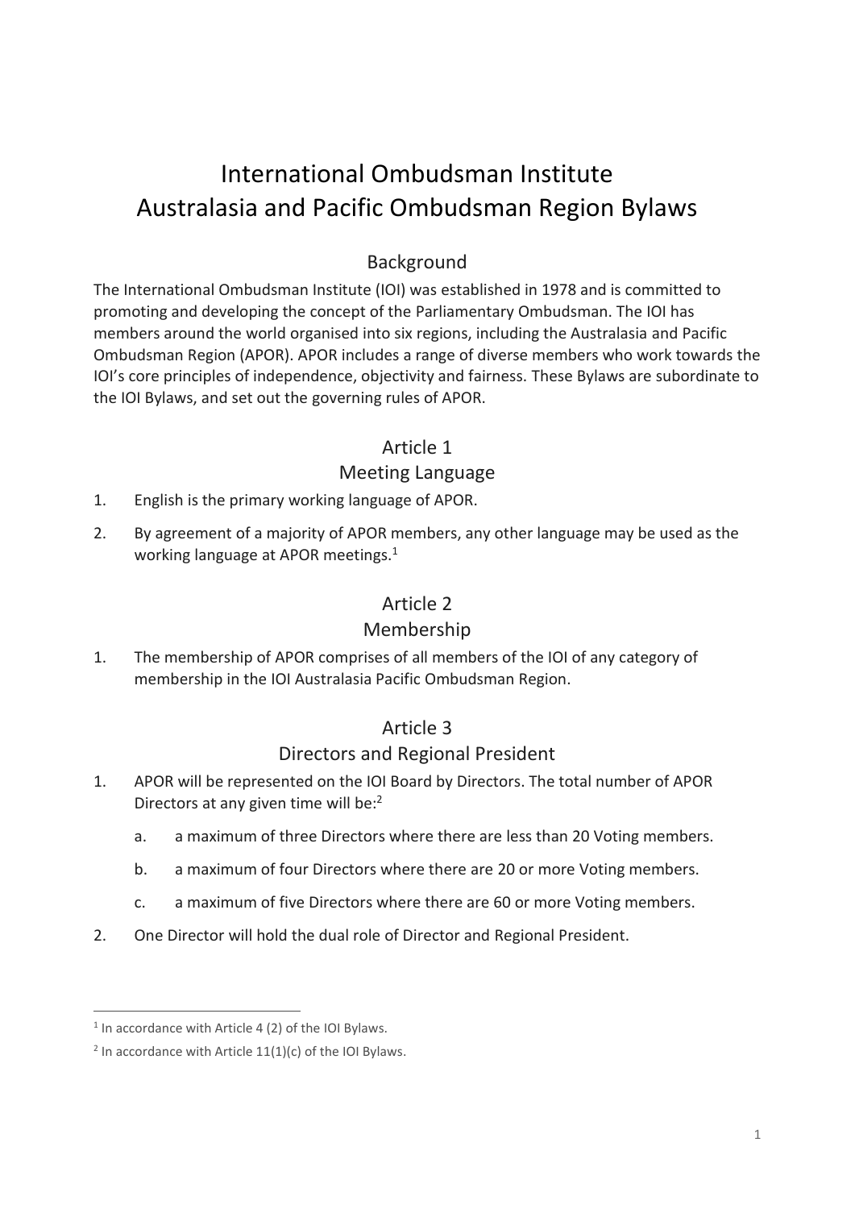# International Ombudsman Institute
# Australasia and Pacific Ombudsman Region Bylaws

## Background

The International Ombudsman Institute (IOI) was established in 1978 and is committed to promoting and developing the concept of the Parliamentary Ombudsman. The IOI has members around the world organised into six regions, including the Australasia and Pacific Ombudsman Region (APOR). APOR includes a range of diverse members who work towards the IOI's core principles of independence, objectivity and fairness. These Bylaws are subordinate to the IOI Bylaws, and set out the governing rules of APOR.

## Article 1
## Meeting Language

1. English is the primary working language of APOR.
2. By agreement of a majority of APOR members, any other language may be used as the working language at APOR meetings.[1]

## Article 2
## Membership

1. The membership of APOR comprises of all members of the IOI of any category of membership in the IOI Australasia Pacific Ombudsman Region.

## Article 3
## Directors and Regional President

1. APOR will be represented on the IOI Board by Directors. The total number of APOR Directors at any given time will be:[2]
   a. a maximum of three Directors where there are less than 20 Voting members.
   b. a maximum of four Directors where there are 20 or more Voting members.
   c. a maximum of five Directors where there are 60 or more Voting members.
2. One Director will hold the dual role of Director and Regional President.

---

[1] In accordance with Article 4 (2) of the IOI Bylaws.

[2] In accordance with Article 11(1)(c) of the IOI Bylaws.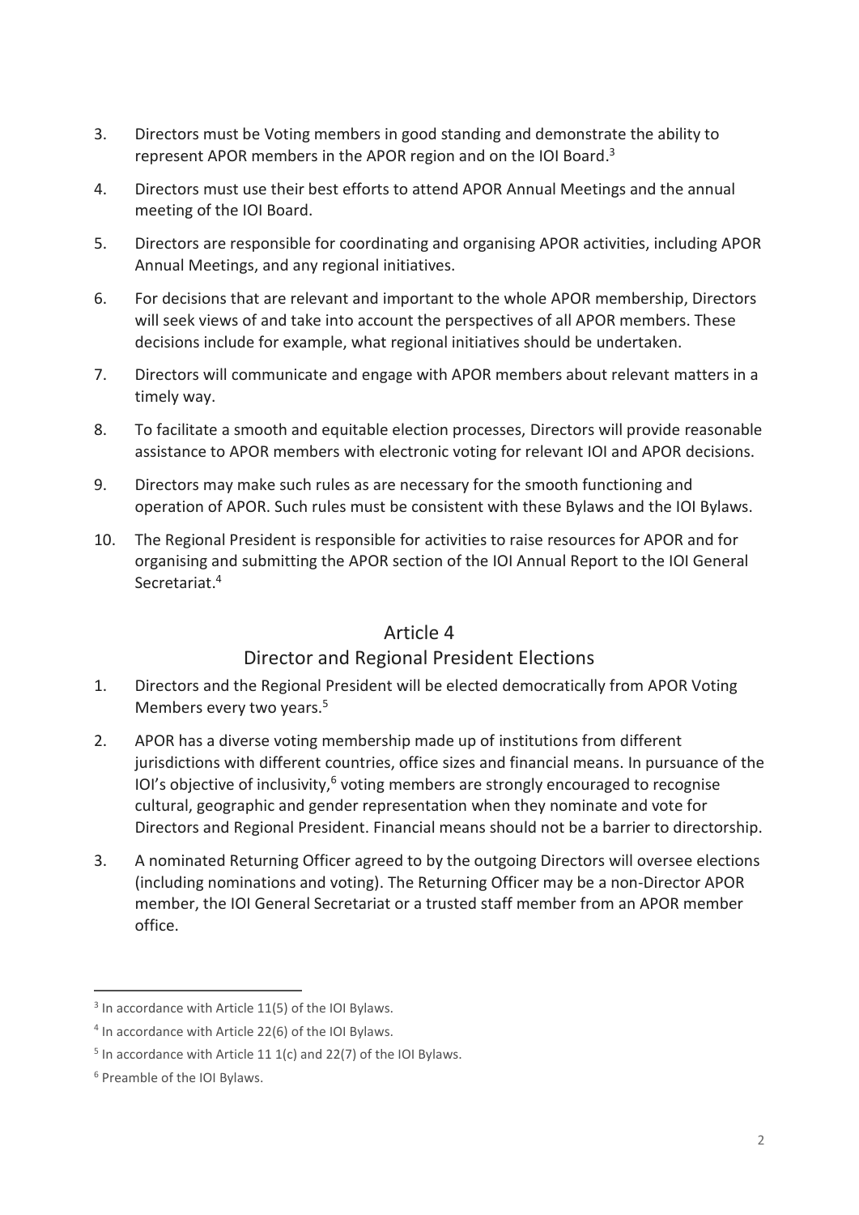3. Directors must be Voting members in good standing and demonstrate the ability to represent APOR members in the APOR region and on the IOI Board.[3]

4. Directors must use their best efforts to attend APOR Annual Meetings and the annual meeting of the IOI Board.

5. Directors are responsible for coordinating and organising APOR activities, including APOR Annual Meetings, and any regional initiatives.

6. For decisions that are relevant and important to the whole APOR membership, Directors will seek views of and take into account the perspectives of all APOR members. These decisions include for example, what regional initiatives should be undertaken.

7. Directors will communicate and engage with APOR members about relevant matters in a timely way.

8. To facilitate a smooth and equitable election processes, Directors will provide reasonable assistance to APOR members with electronic voting for relevant IOI and APOR decisions.

9. Directors may make such rules as are necessary for the smooth functioning and operation of APOR. Such rules must be consistent with these Bylaws and the IOI Bylaws.

10. The Regional President is responsible for activities to raise resources for APOR and for organising and submitting the APOR section of the IOI Annual Report to the IOI General Secretariat.[4]

## Article 4

## Director and Regional President Elections

1. Directors and the Regional President will be elected democratically from APOR Voting Members every two years.[5]

2. APOR has a diverse voting membership made up of institutions from different jurisdictions with different countries, office sizes and financial means. In pursuance of the IOI's objective of inclusivity,[6] voting members are strongly encouraged to recognise cultural, geographic and gender representation when they nominate and vote for Directors and Regional President. Financial means should not be a barrier to directorship.

3. A nominated Returning Officer agreed to by the outgoing Directors will oversee elections (including nominations and voting). The Returning Officer may be a non-Director APOR member, the IOI General Secretariat or a trusted staff member from an APOR member office.

---

[3] In accordance with Article 11(5) of the IOI Bylaws.

[4] In accordance with Article 22(6) of the IOI Bylaws.

[5] In accordance with Article 11 1(c) and 22(7) of the IOI Bylaws.

[6] Preamble of the IOI Bylaws.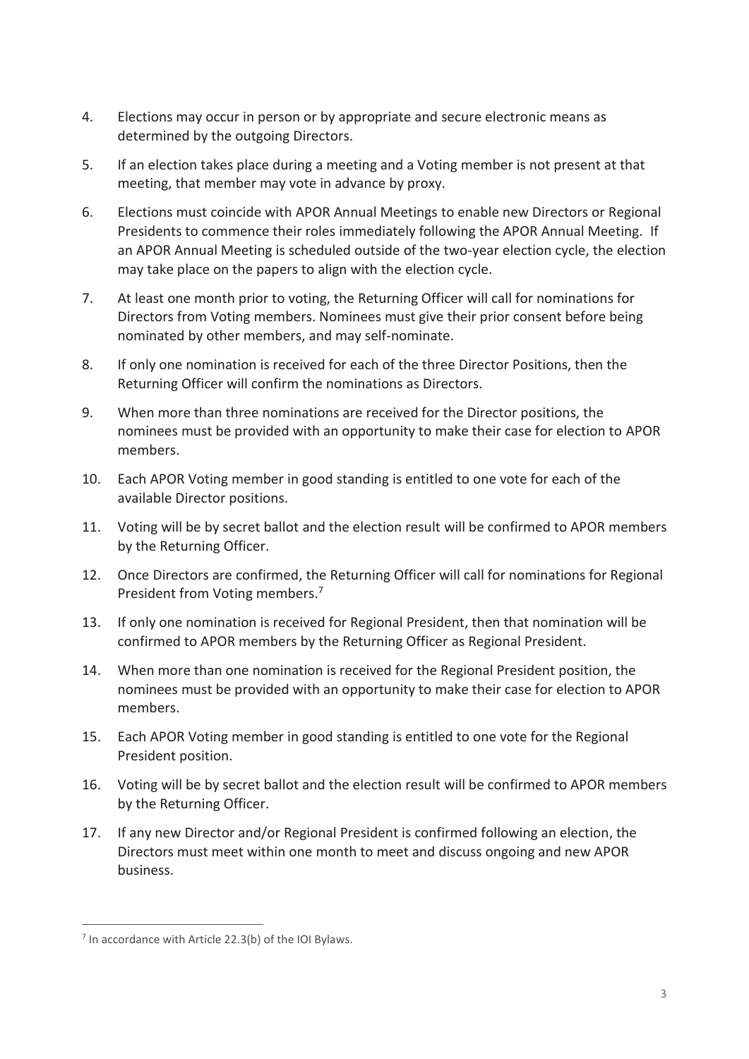4. Elections may occur in person or by appropriate and secure electronic means as determined by the outgoing Directors.
5. If an election takes place during a meeting and a Voting member is not present at that meeting, that member may vote in advance by proxy.
6. Elections must coincide with APOR Annual Meetings to enable new Directors or Regional Presidents to commence their roles immediately following the APOR Annual Meeting. If an APOR Annual Meeting is scheduled outside of the two-year election cycle, the election may take place on the papers to align with the election cycle.
7. At least one month prior to voting, the Returning Officer will call for nominations for Directors from Voting members. Nominees must give their prior consent before being nominated by other members, and may self-nominate.
8. If only one nomination is received for each of the three Director Positions, then the Returning Officer will confirm the nominations as Directors.
9. When more than three nominations are received for the Director positions, the nominees must be provided with an opportunity to make their case for election to APOR members.
10. Each APOR Voting member in good standing is entitled to one vote for each of the available Director positions.
11. Voting will be by secret ballot and the election result will be confirmed to APOR members by the Returning Officer.
12. Once Directors are confirmed, the Returning Officer will call for nominations for Regional President from Voting members.[7]
13. If only one nomination is received for Regional President, then that nomination will be confirmed to APOR members by the Returning Officer as Regional President.
14. When more than one nomination is received for the Regional President position, the nominees must be provided with an opportunity to make their case for election to APOR members.
15. Each APOR Voting member in good standing is entitled to one vote for the Regional President position.
16. Voting will be by secret ballot and the election result will be confirmed to APOR members by the Returning Officer.
17. If any new Director and/or Regional President is confirmed following an election, the Directors must meet within one month to meet and discuss ongoing and new APOR business.

---

[7] In accordance with Article 22.3(b) of the IOI Bylaws.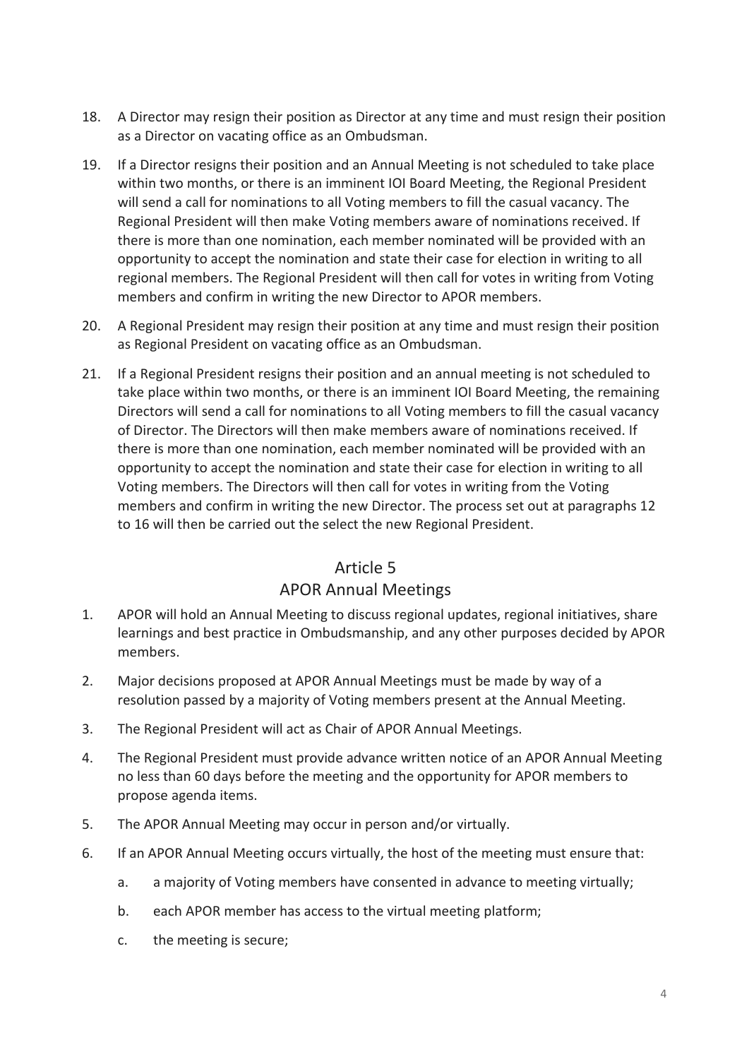18. A Director may resign their position as Director at any time and must resign their position as a Director on vacating office as an Ombudsman.

19. If a Director resigns their position and an Annual Meeting is not scheduled to take place within two months, or there is an imminent IOI Board Meeting, the Regional President will send a call for nominations to all Voting members to fill the casual vacancy. The Regional President will then make Voting members aware of nominations received. If there is more than one nomination, each member nominated will be provided with an opportunity to accept the nomination and state their case for election in writing to all regional members. The Regional President will then call for votes in writing from Voting members and confirm in writing the new Director to APOR members.

20. A Regional President may resign their position at any time and must resign their position as Regional President on vacating office as an Ombudsman.

21. If a Regional President resigns their position and an annual meeting is not scheduled to take place within two months, or there is an imminent IOI Board Meeting, the remaining Directors will send a call for nominations to all Voting members to fill the casual vacancy of Director. The Directors will then make members aware of nominations received. If there is more than one nomination, each member nominated will be provided with an opportunity to accept the nomination and state their case for election in writing to all Voting members. The Directors will then call for votes in writing from the Voting members and confirm in writing the new Director. The process set out at paragraphs 12 to 16 will then be carried out the select the new Regional President.

## Article 5
## APOR Annual Meetings

1. APOR will hold an Annual Meeting to discuss regional updates, regional initiatives, share learnings and best practice in Ombudsmanship, and any other purposes decided by APOR members.

2. Major decisions proposed at APOR Annual Meetings must be made by way of a resolution passed by a majority of Voting members present at the Annual Meeting.

3. The Regional President will act as Chair of APOR Annual Meetings.

4. The Regional President must provide advance written notice of an APOR Annual Meeting no less than 60 days before the meeting and the opportunity for APOR members to propose agenda items.

5. The APOR Annual Meeting may occur in person and/or virtually.

6. If an APOR Annual Meeting occurs virtually, the host of the meeting must ensure that:

    a. a majority of Voting members have consented in advance to meeting virtually;

    b. each APOR member has access to the virtual meeting platform;

    c. the meeting is secure;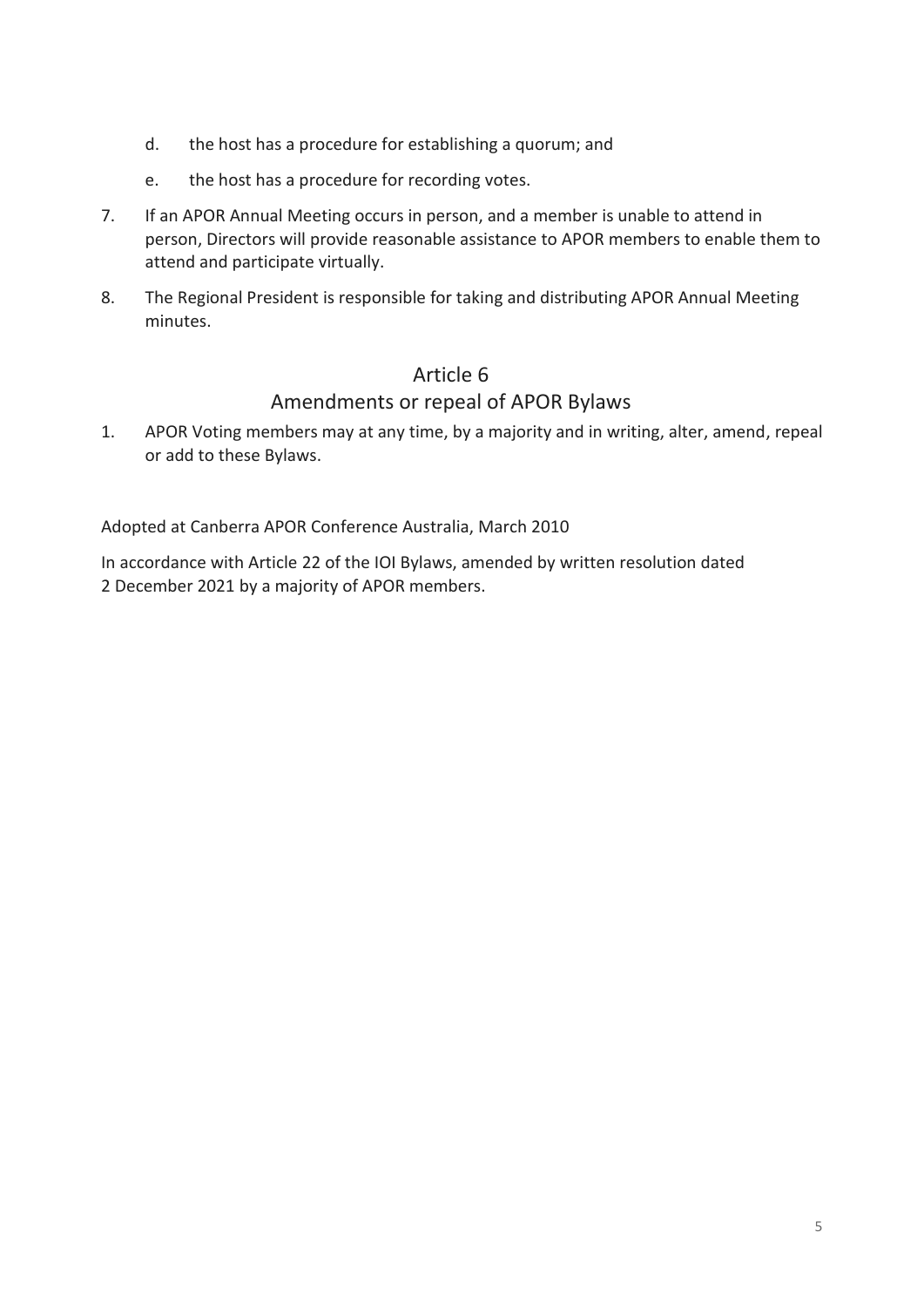d. the host has a procedure for establishing a quorum; and

e. the host has a procedure for recording votes.

7. If an APOR Annual Meeting occurs in person, and a member is unable to attend in person, Directors will provide reasonable assistance to APOR members to enable them to attend and participate virtually.

8. The Regional President is responsible for taking and distributing APOR Annual Meeting minutes.

## Article 6
## Amendments or repeal of APOR Bylaws

1. APOR Voting members may at any time, by a majority and in writing, alter, amend, repeal or add to these Bylaws.

Adopted at Canberra APOR Conference Australia, March 2010

In accordance with Article 22 of the IOI Bylaws, amended by written resolution dated 2 December 2021 by a majority of APOR members.